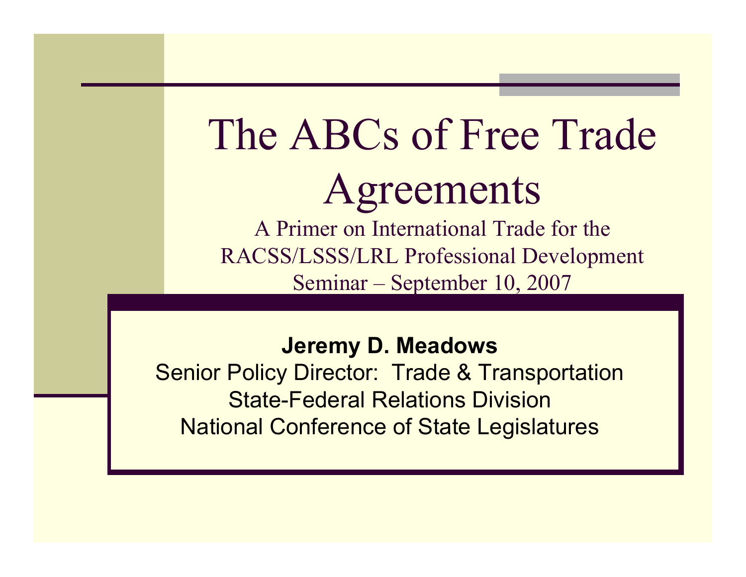# The ABCs of Free Trade Agreements

A Primer on International Trade for the RACSS/LSSS/LRL Professional Development Seminar – September 10, 2007

**Jeremy D. Meadows**

Senior Policy Director: Trade & Transportation

State-Federal Relations Division

National Conference of State Legislatures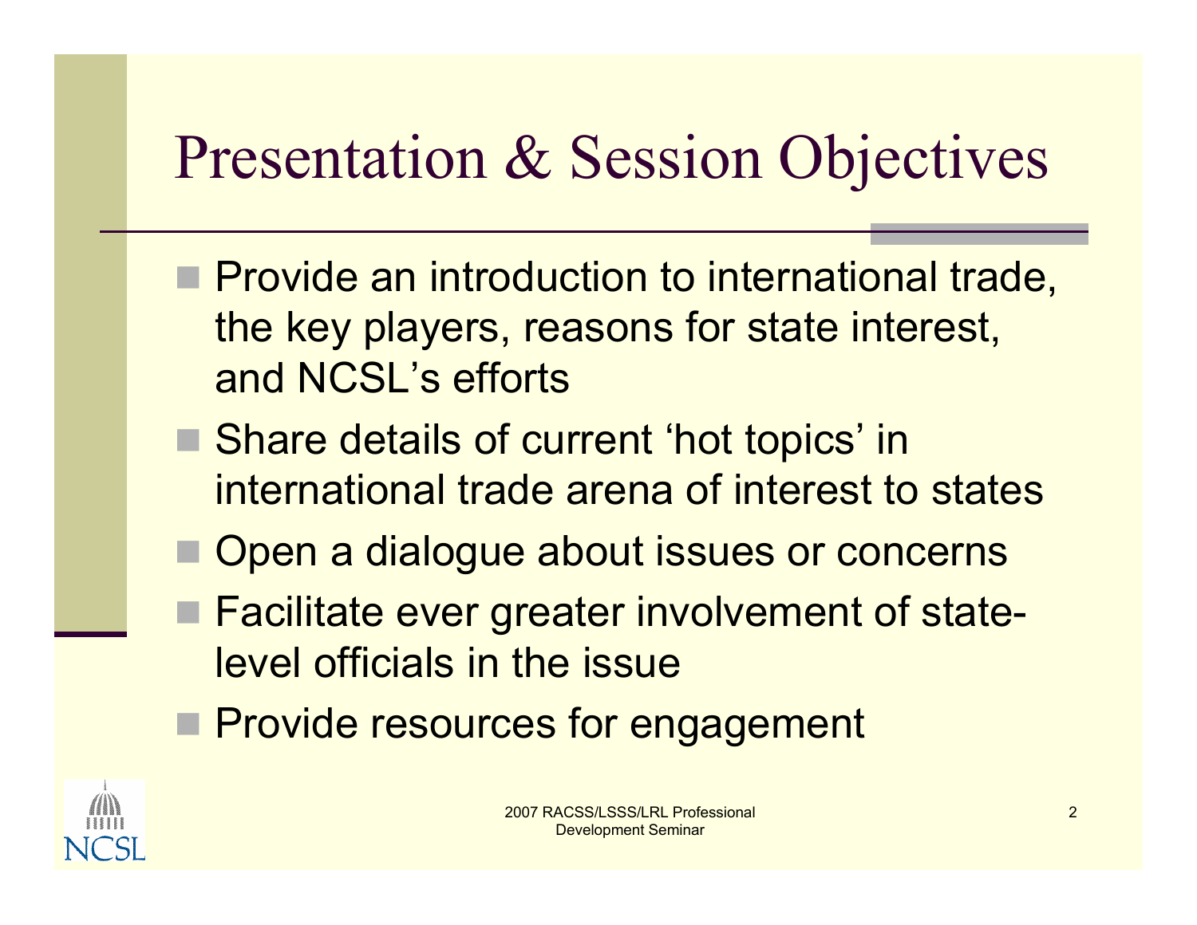# Presentation & Session Objectives

- Provide an introduction to international trade, the key players, reasons for state interest, and NCSL's efforts
- Share details of current 'hot topics' in international trade arena of interest to states
- Open a dialogue about issues or concerns
- Facilitate ever greater involvement of state-level officials in the issue
- Provide resources for engagement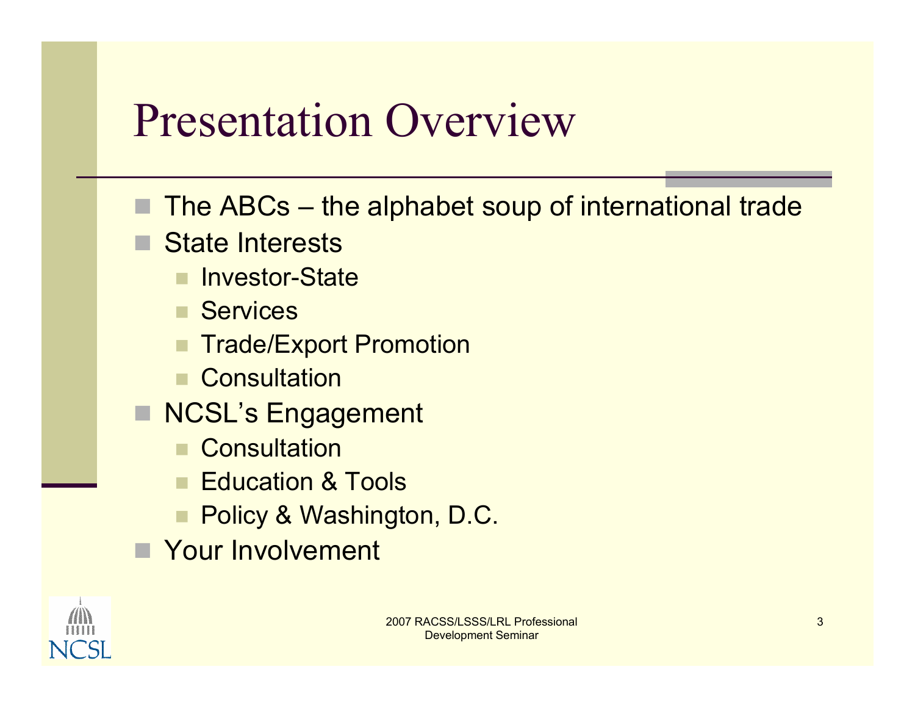# Presentation Overview

- The ABCs – the alphabet soup of international trade
- State Interests
  - Investor-State
  - Services
  - Trade/Export Promotion
  - Consultation
- NCSL's Engagement
  - Consultation
  - Education & Tools
  - Policy & Washington, D.C.
- Your Involvement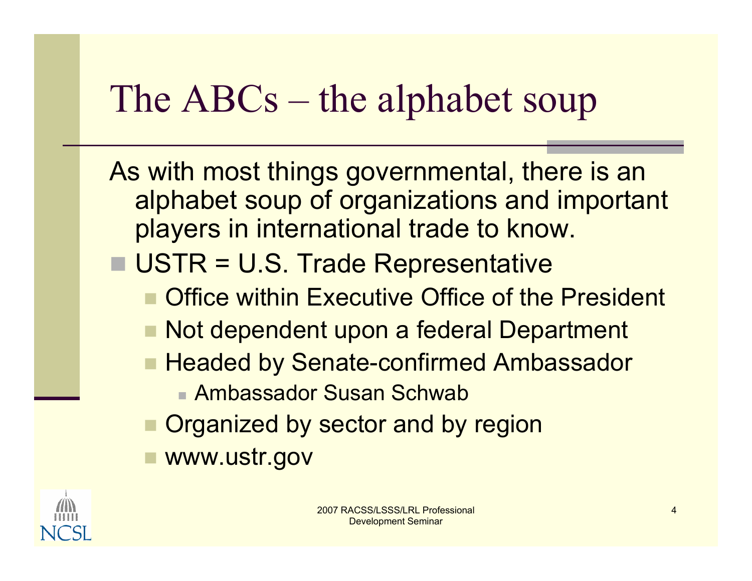# The ABCs – the alphabet soup

As with most things governmental, there is an alphabet soup of organizations and important players in international trade to know.

- USTR = U.S. Trade Representative
  - Office within Executive Office of the President
  - Not dependent upon a federal Department
  - Headed by Senate-confirmed Ambassador
    - Ambassador Susan Schwab
  - Organized by sector and by region
  - www.ustr.gov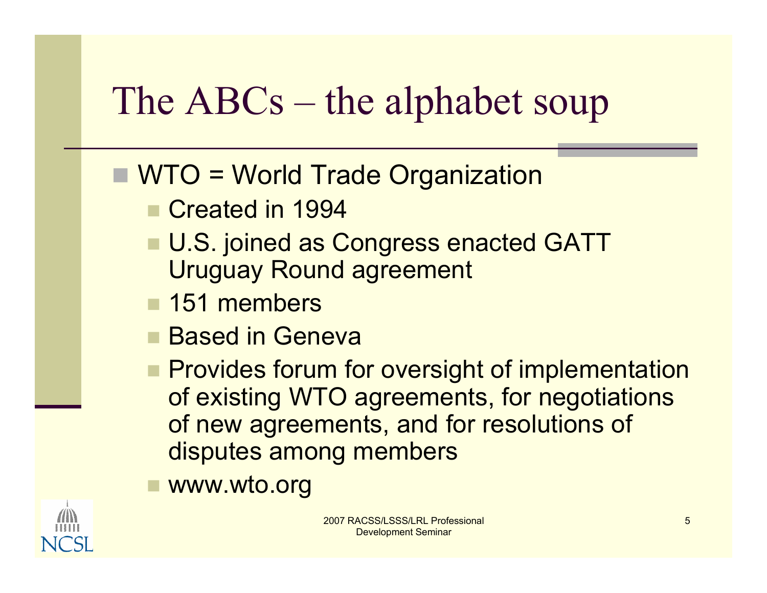# The ABCs – the alphabet soup

- WTO = World Trade Organization
  - Created in 1994
  - U.S. joined as Congress enacted GATT Uruguay Round agreement
  - 151 members
  - Based in Geneva
  - Provides forum for oversight of implementation of existing WTO agreements, for negotiations of new agreements, and for resolutions of disputes among members
  - www.wto.org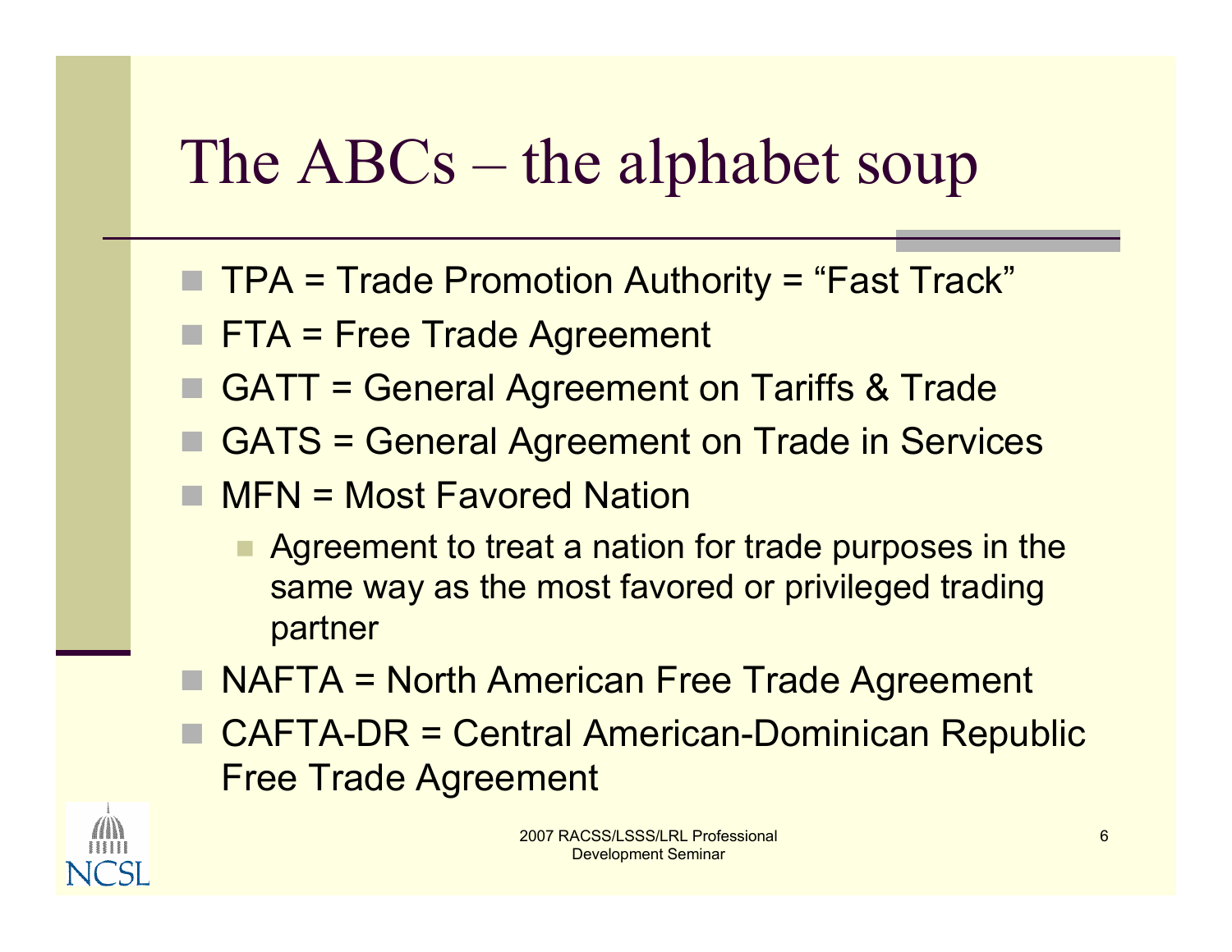# The ABCs – the alphabet soup

- TPA = Trade Promotion Authority = "Fast Track"
- FTA = Free Trade Agreement
- GATT = General Agreement on Tariffs & Trade
- GATS = General Agreement on Trade in Services
- MFN = Most Favored Nation
  - Agreement to treat a nation for trade purposes in the same way as the most favored or privileged trading partner
- NAFTA = North American Free Trade Agreement
- CAFTA-DR = Central American-Dominican Republic Free Trade Agreement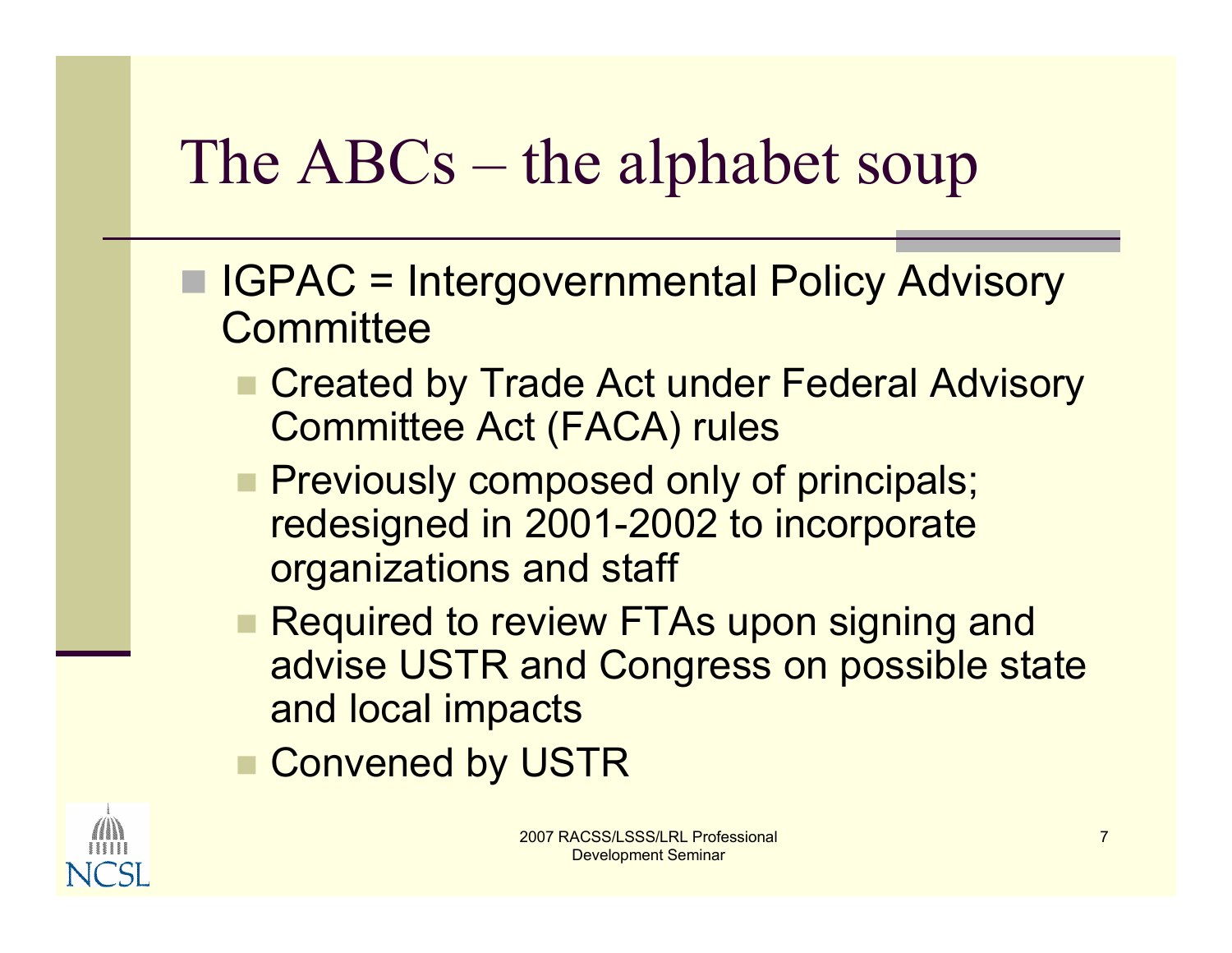# The ABCs – the alphabet soup

- IGPAC = Intergovernmental Policy Advisory Committee
  - Created by Trade Act under Federal Advisory Committee Act (FACA) rules
  - Previously composed only of principals; redesigned in 2001-2002 to incorporate organizations and staff
  - Required to review FTAs upon signing and advise USTR and Congress on possible state and local impacts
  - Convened by USTR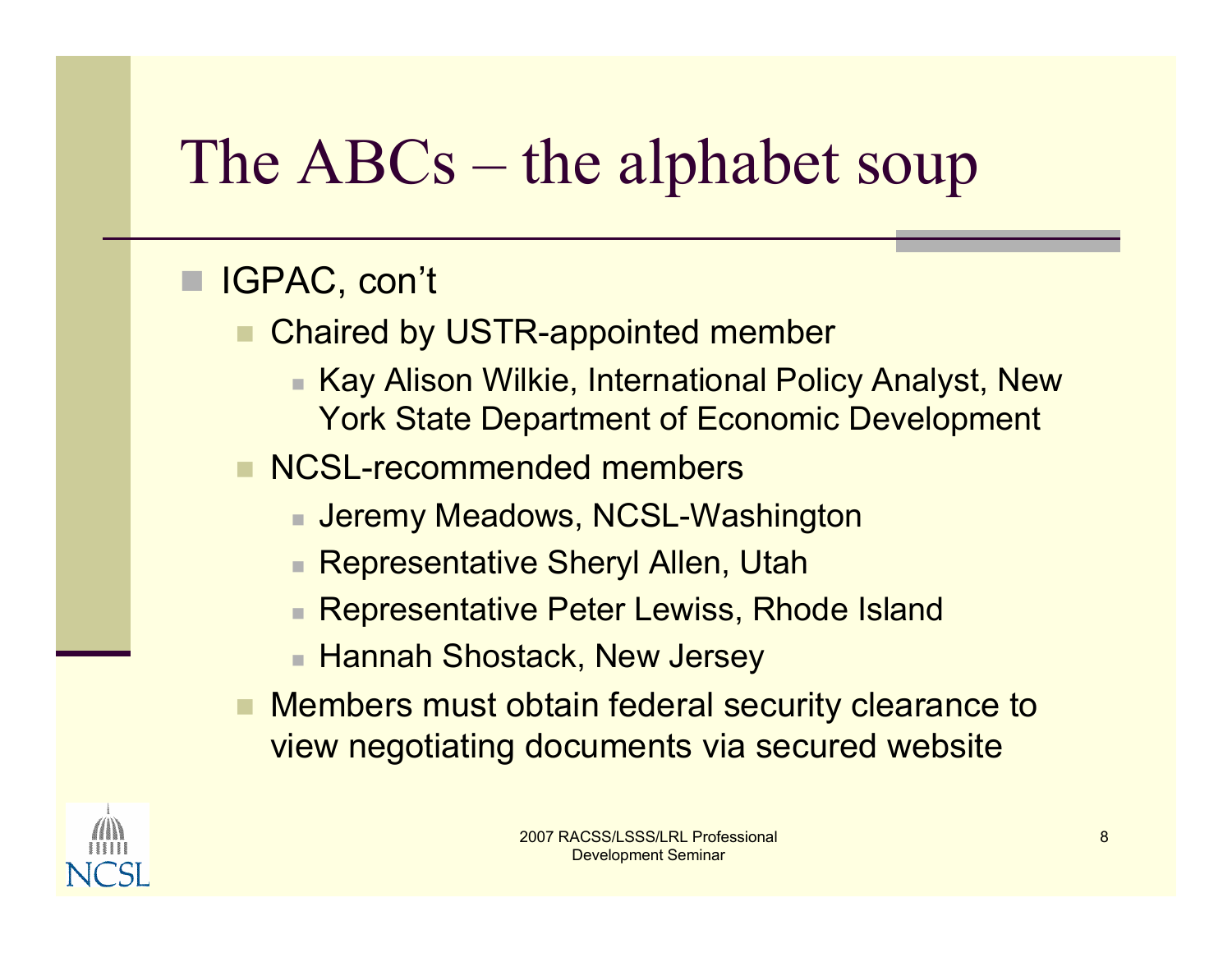# The ABCs – the alphabet soup

- IGPAC, con't
  - Chaired by USTR-appointed member
    - Kay Alison Wilkie, International Policy Analyst, New York State Department of Economic Development
  - NCSL-recommended members
    - Jeremy Meadows, NCSL-Washington
    - Representative Sheryl Allen, Utah
    - Representative Peter Lewiss, Rhode Island
    - Hannah Shostack, New Jersey
  - Members must obtain federal security clearance to view negotiating documents via secured website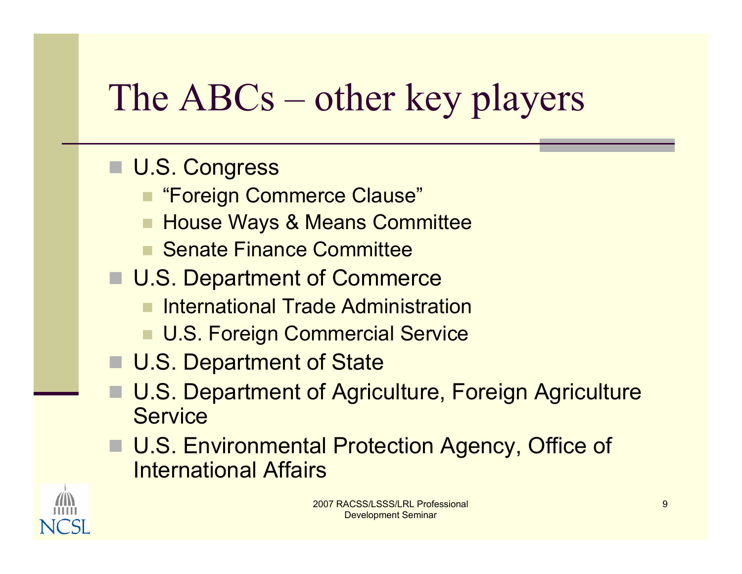# The ABCs – other key players

- U.S. Congress
  - "Foreign Commerce Clause"
  - House Ways & Means Committee
  - Senate Finance Committee
- U.S. Department of Commerce
  - International Trade Administration
  - U.S. Foreign Commercial Service
- U.S. Department of State
- U.S. Department of Agriculture, Foreign Agriculture Service
- U.S. Environmental Protection Agency, Office of International Affairs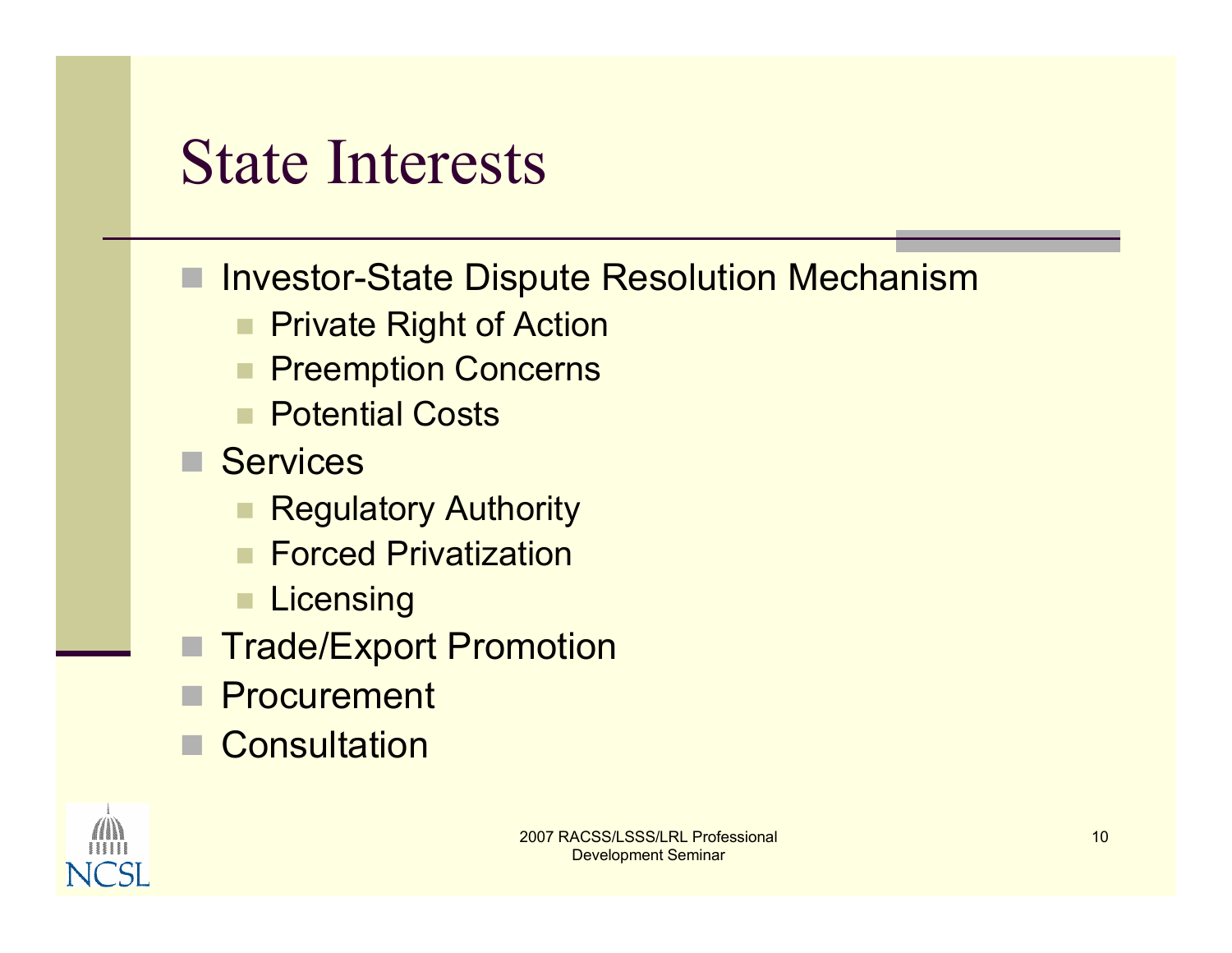# State Interests

- Investor-State Dispute Resolution Mechanism
  - Private Right of Action
  - Preemption Concerns
  - Potential Costs
- Services
  - Regulatory Authority
  - Forced Privatization
  - Licensing
- Trade/Export Promotion
- Procurement
- Consultation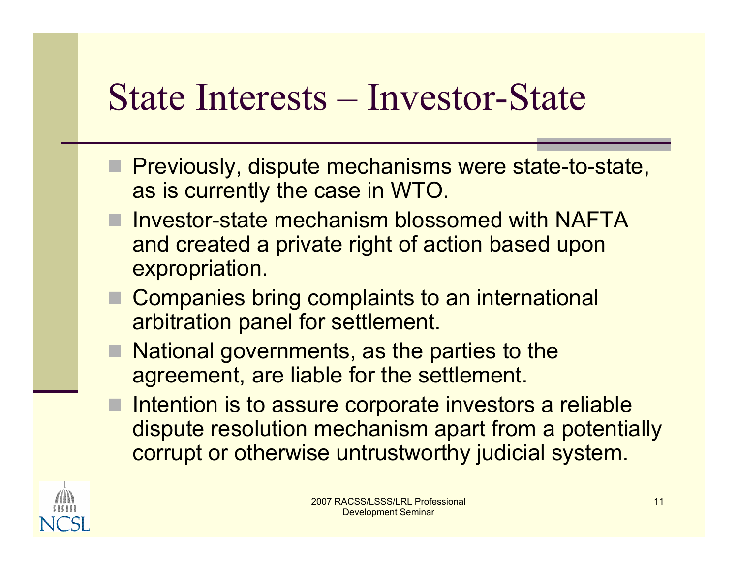# State Interests – Investor-State

- Previously, dispute mechanisms were state-to-state, as is currently the case in WTO.
- Investor-state mechanism blossomed with NAFTA and created a private right of action based upon expropriation.
- Companies bring complaints to an international arbitration panel for settlement.
- National governments, as the parties to the agreement, are liable for the settlement.
- Intention is to assure corporate investors a reliable dispute resolution mechanism apart from a potentially corrupt or otherwise untrustworthy judicial system.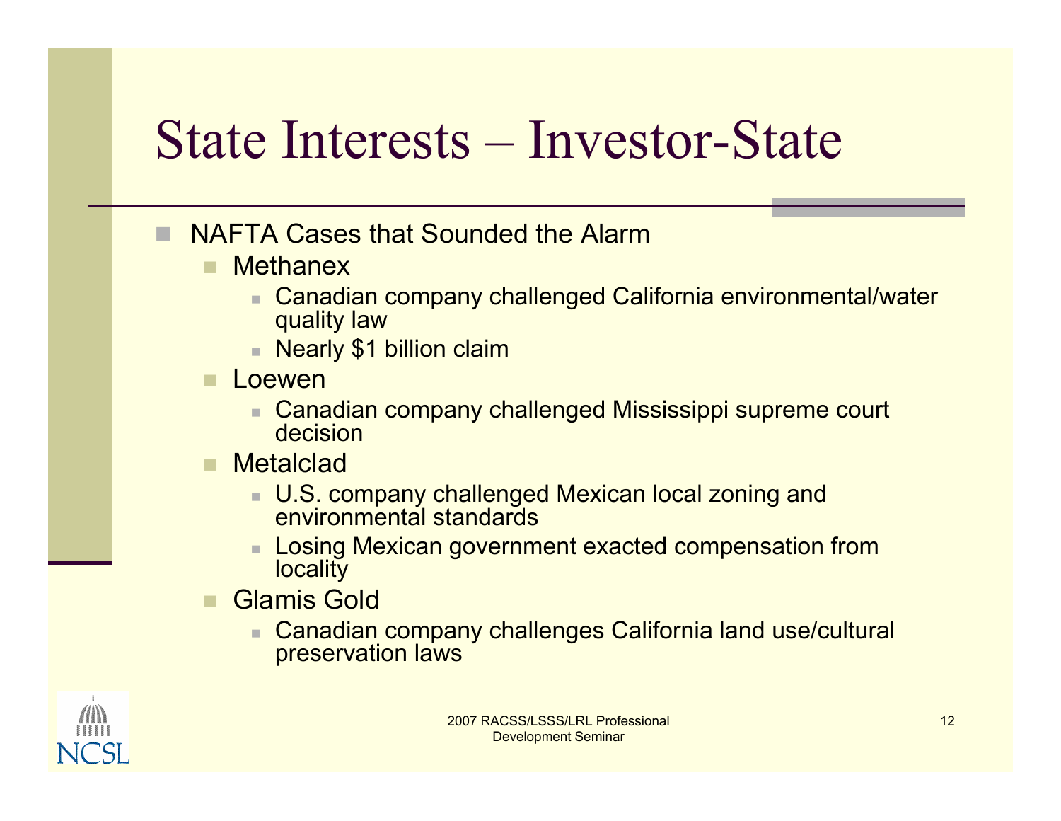# State Interests – Investor-State

- NAFTA Cases that Sounded the Alarm
  - Methanex
    - Canadian company challenged California environmental/water quality law
    - Nearly $1 billion claim
  - Loewen
    - Canadian company challenged Mississippi supreme court decision
  - Metalclad
    - U.S. company challenged Mexican local zoning and environmental standards
    - Losing Mexican government exacted compensation from locality
  - Glamis Gold
    - Canadian company challenges California land use/cultural preservation laws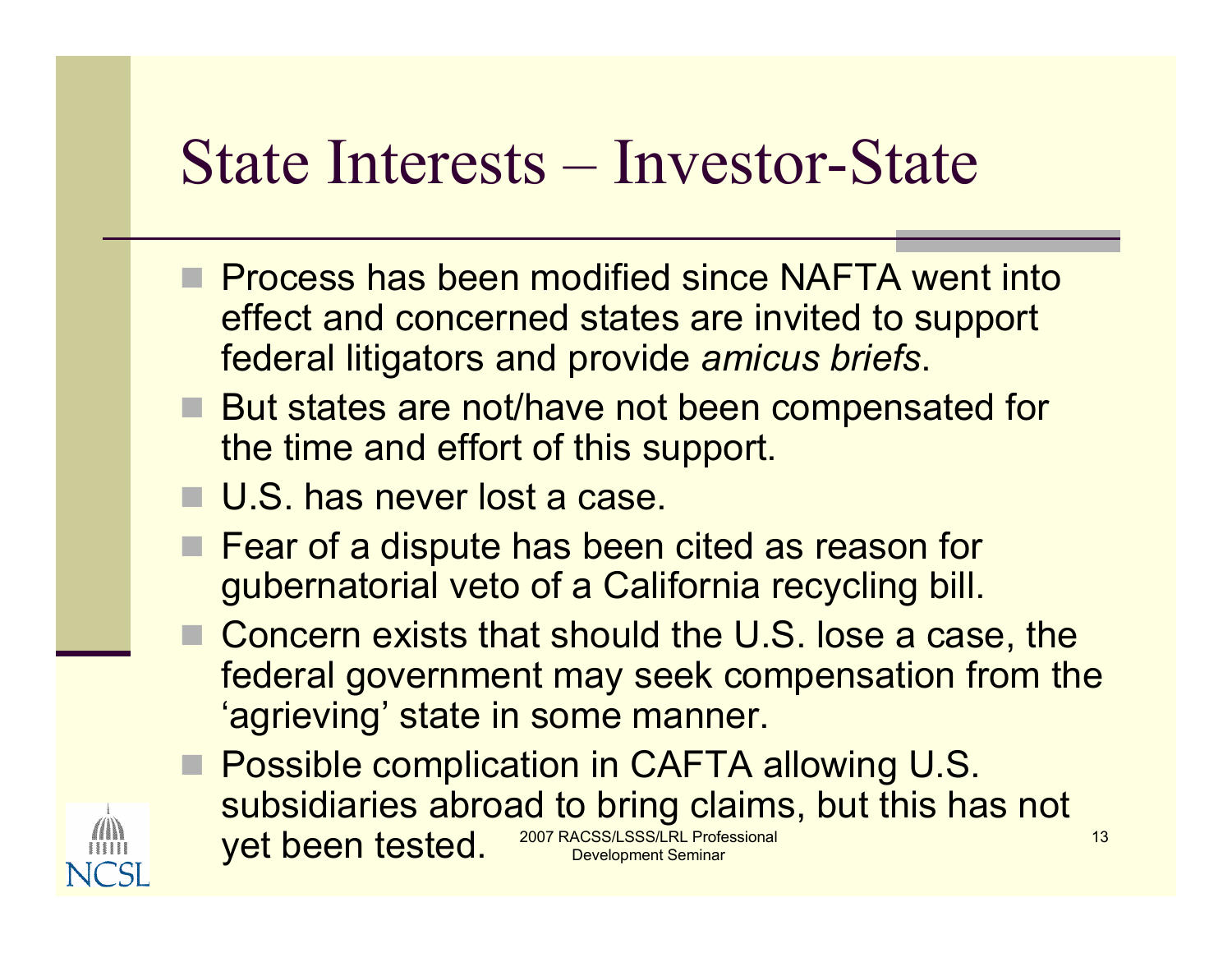# State Interests – Investor-State

- Process has been modified since NAFTA went into effect and concerned states are invited to support federal litigators and provide *amicus briefs*.
- But states are not/have not been compensated for the time and effort of this support.
- U.S. has never lost a case.
- Fear of a dispute has been cited as reason for gubernatorial veto of a California recycling bill.
- Concern exists that should the U.S. lose a case, the federal government may seek compensation from the 'agrieving' state in some manner.
- Possible complication in CAFTA allowing U.S. subsidiaries abroad to bring claims, but this has not yet been tested.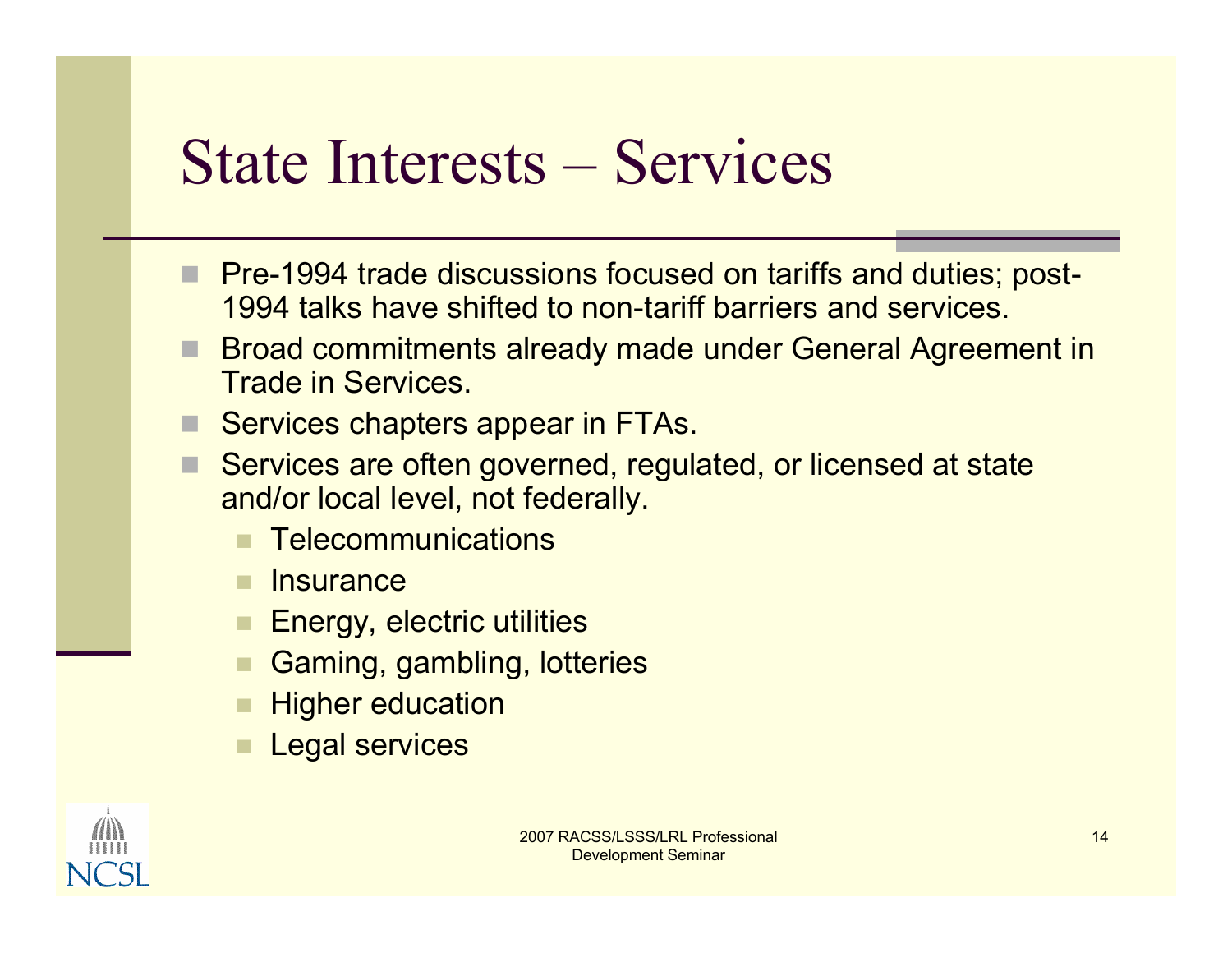# State Interests – Services

- Pre-1994 trade discussions focused on tariffs and duties; post-1994 talks have shifted to non-tariff barriers and services.
- Broad commitments already made under General Agreement in Trade in Services.
- Services chapters appear in FTAs.
- Services are often governed, regulated, or licensed at state and/or local level, not federally.
  - Telecommunications
  - Insurance
  - Energy, electric utilities
  - Gaming, gambling, lotteries
  - Higher education
  - Legal services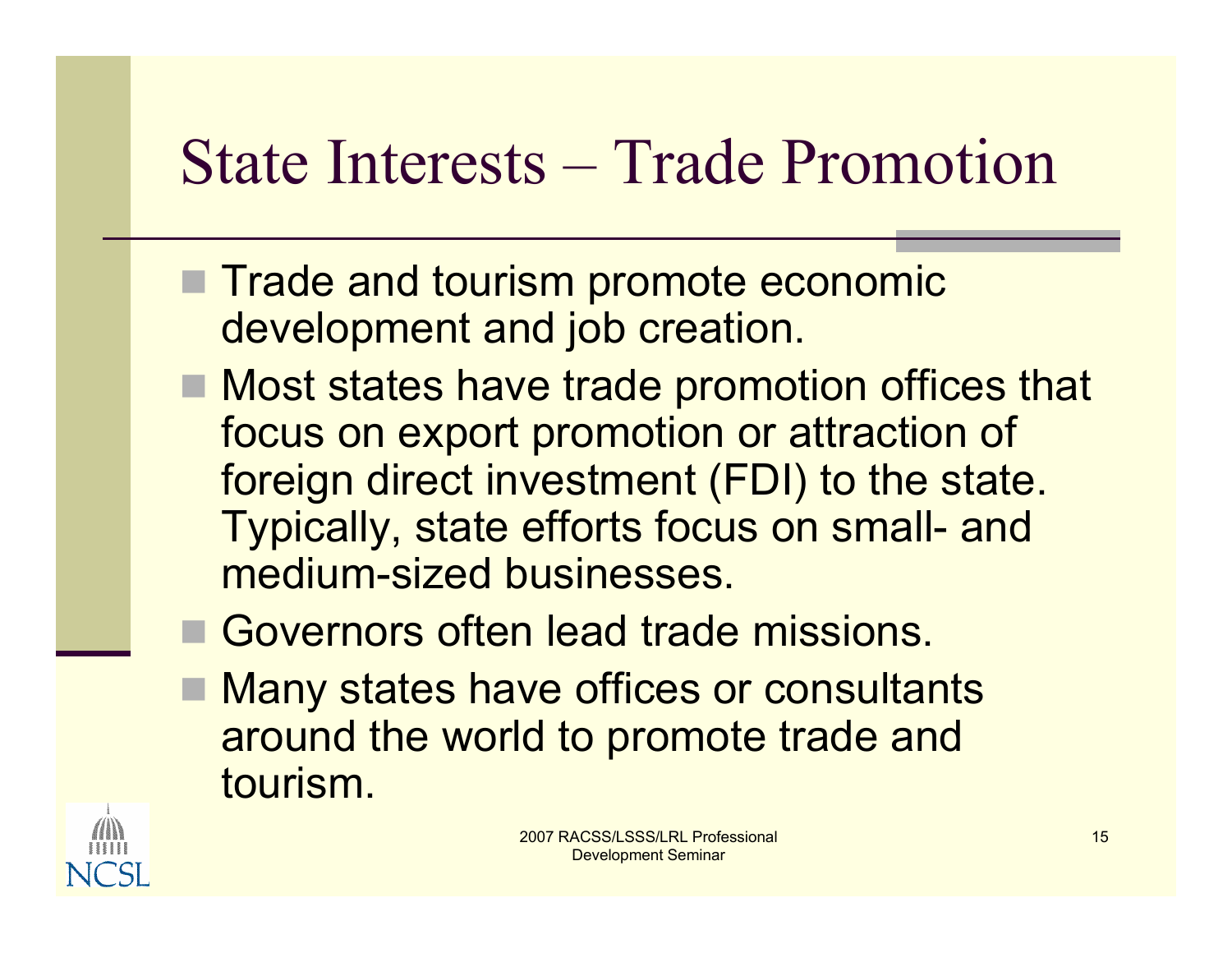# State Interests – Trade Promotion

- Trade and tourism promote economic development and job creation.
- Most states have trade promotion offices that focus on export promotion or attraction of foreign direct investment (FDI) to the state. Typically, state efforts focus on small- and medium-sized businesses.
- Governors often lead trade missions.
- Many states have offices or consultants around the world to promote trade and tourism.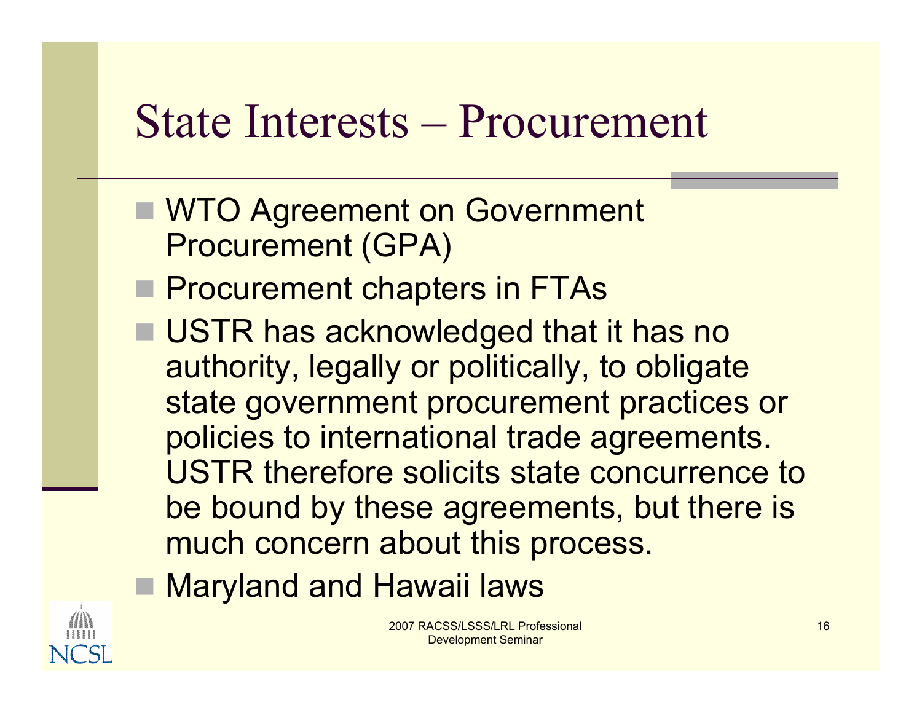# State Interests – Procurement

- WTO Agreement on Government Procurement (GPA)
- Procurement chapters in FTAs
- USTR has acknowledged that it has no authority, legally or politically, to obligate state government procurement practices or policies to international trade agreements. USTR therefore solicits state concurrence to be bound by these agreements, but there is much concern about this process.
- Maryland and Hawaii laws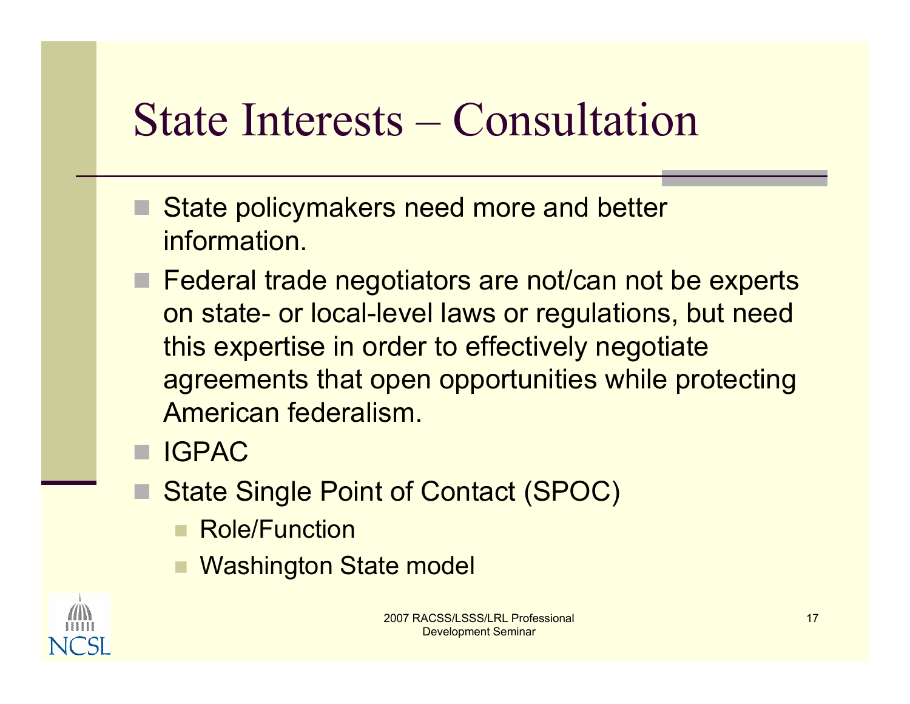# State Interests – Consultation

- State policymakers need more and better information.
- Federal trade negotiators are not/can not be experts on state- or local-level laws or regulations, but need this expertise in order to effectively negotiate agreements that open opportunities while protecting American federalism.
- IGPAC
- State Single Point of Contact (SPOC)
  - Role/Function
  - Washington State model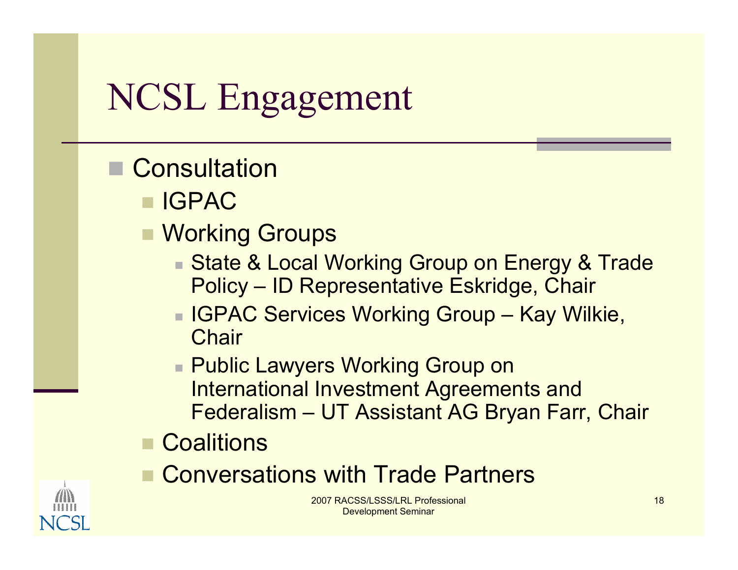# NCSL Engagement

- Consultation
  - IGPAC
  - Working Groups
    - State & Local Working Group on Energy & Trade Policy – ID Representative Eskridge, Chair
    - IGPAC Services Working Group – Kay Wilkie, Chair
    - Public Lawyers Working Group on International Investment Agreements and Federalism – UT Assistant AG Bryan Farr, Chair
  - Coalitions
  - Conversations with Trade Partners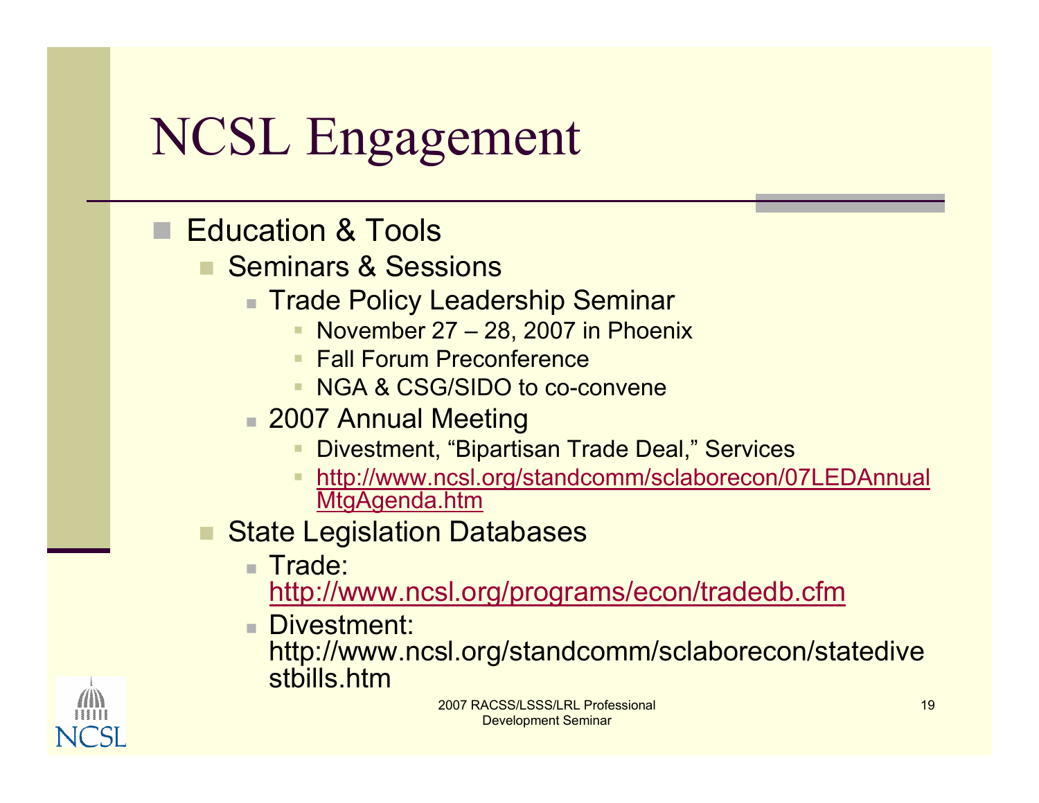# NCSL Engagement

- Education & Tools
  - Seminars & Sessions
    - Trade Policy Leadership Seminar
      - November 27 – 28, 2007 in Phoenix
      - Fall Forum Preconference
      - NGA & CSG/SIDO to co-convene
    - 2007 Annual Meeting
      - Divestment, "Bipartisan Trade Deal," Services
      - http://www.ncsl.org/standcomm/sclaborecon/07LEDAnnualMtgAgenda.htm
  - State Legislation Databases
    - Trade: http://www.ncsl.org/programs/econ/tradedb.cfm
    - Divestment: http://www.ncsl.org/standcomm/sclaborecon/statedivestbills.htm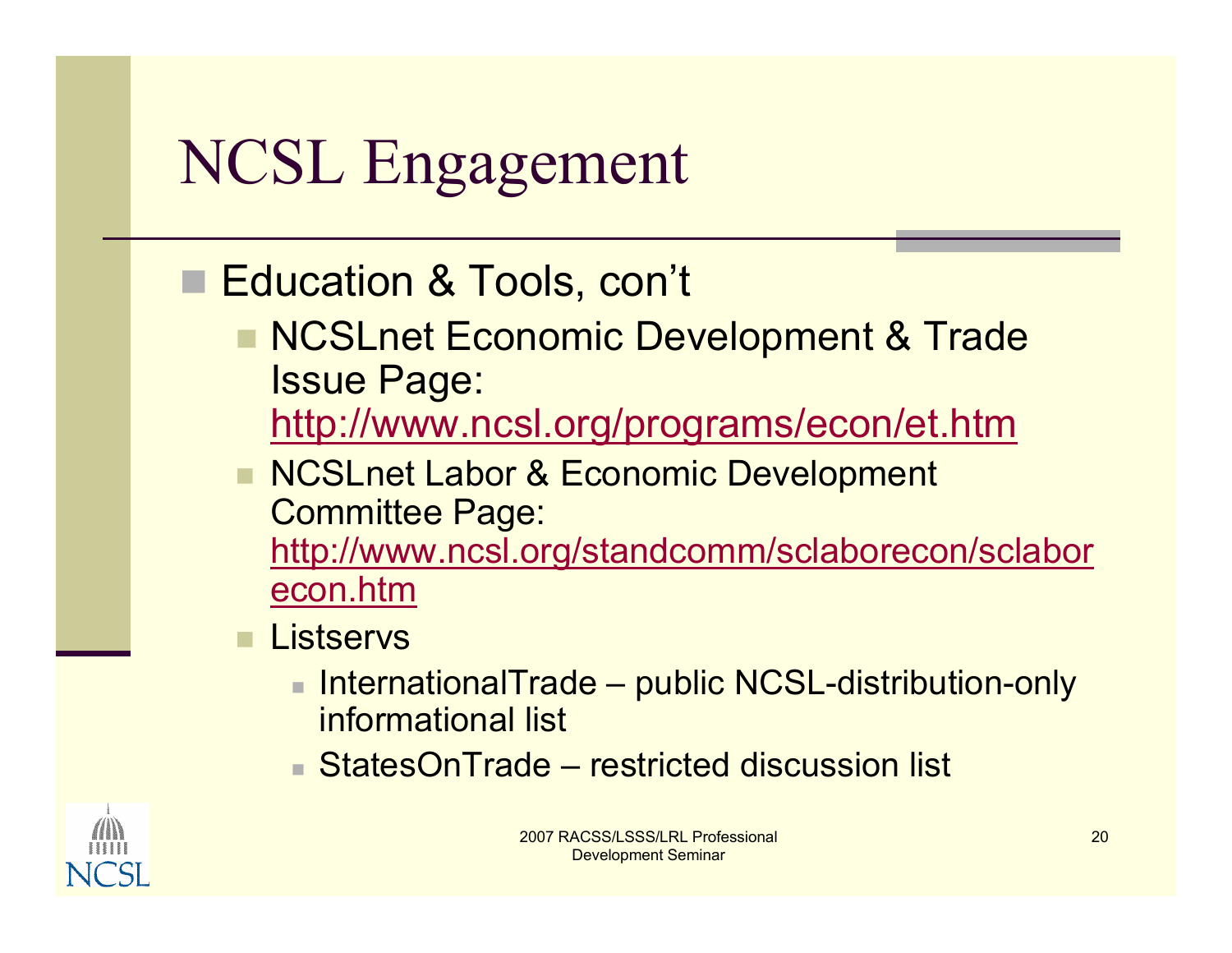# NCSL Engagement

- Education & Tools, con't
  - NCSLnet Economic Development & Trade Issue Page: http://www.ncsl.org/programs/econ/et.htm
  - NCSLnet Labor & Economic Development Committee Page: http://www.ncsl.org/standcomm/sclaborecon/sclaborecon.htm
  - Listservs
    - InternationalTrade – public NCSL-distribution-only informational list
    - StatesOnTrade – restricted discussion list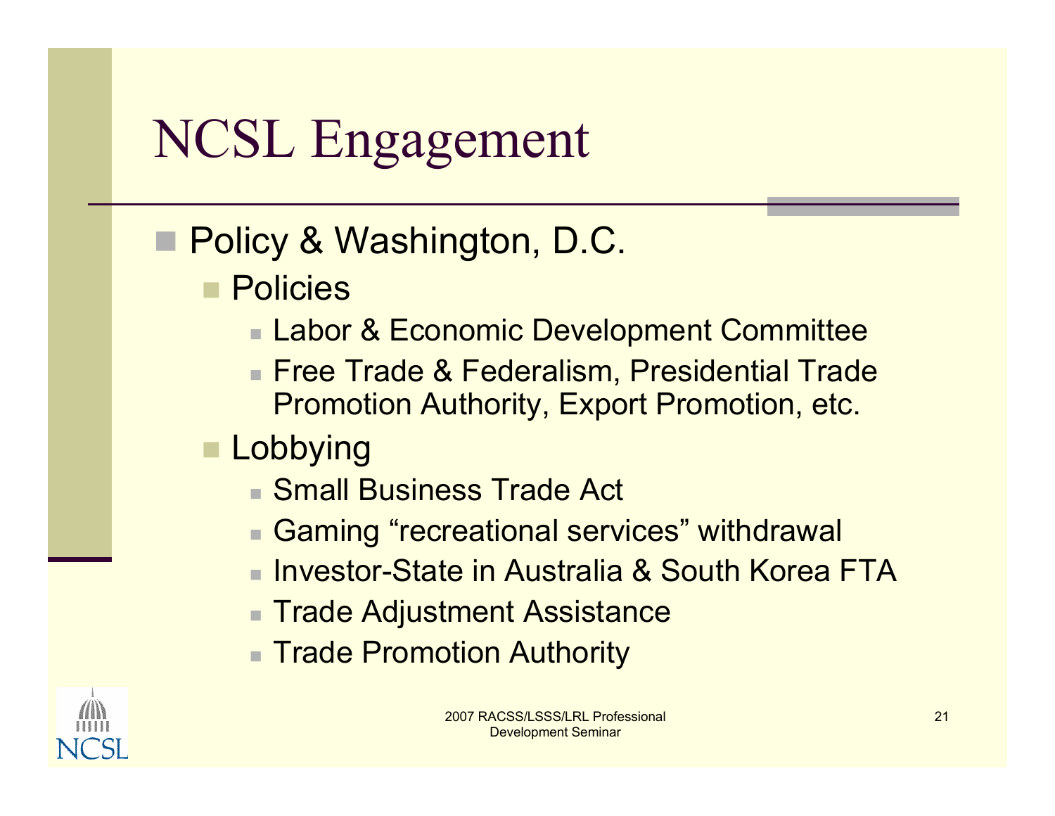# NCSL Engagement

- Policy & Washington, D.C.
  - Policies
    - Labor & Economic Development Committee
    - Free Trade & Federalism, Presidential Trade Promotion Authority, Export Promotion, etc.
  - Lobbying
    - Small Business Trade Act
    - Gaming “recreational services” withdrawal
    - Investor-State in Australia & South Korea FTA
    - Trade Adjustment Assistance
    - Trade Promotion Authority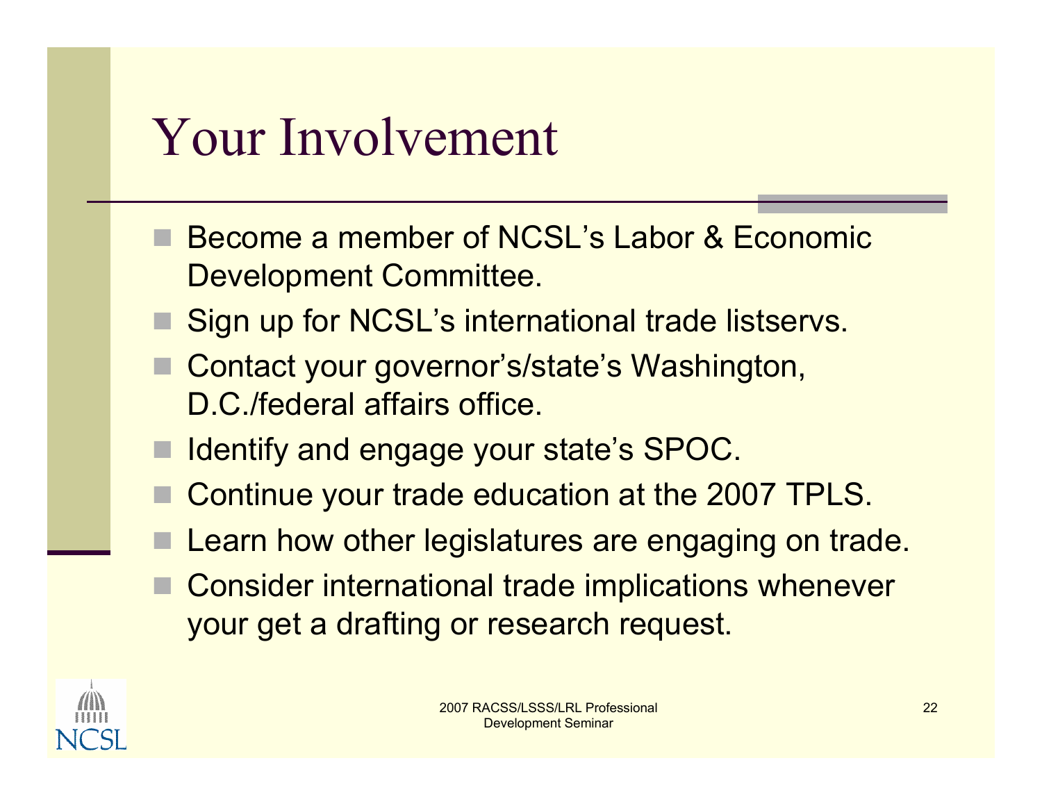# Your Involvement

- Become a member of NCSL's Labor & Economic Development Committee.
- Sign up for NCSL's international trade listservs.
- Contact your governor's/state's Washington, D.C./federal affairs office.
- Identify and engage your state's SPOC.
- Continue your trade education at the 2007 TPLS.
- Learn how other legislatures are engaging on trade.
- Consider international trade implications whenever your get a drafting or research request.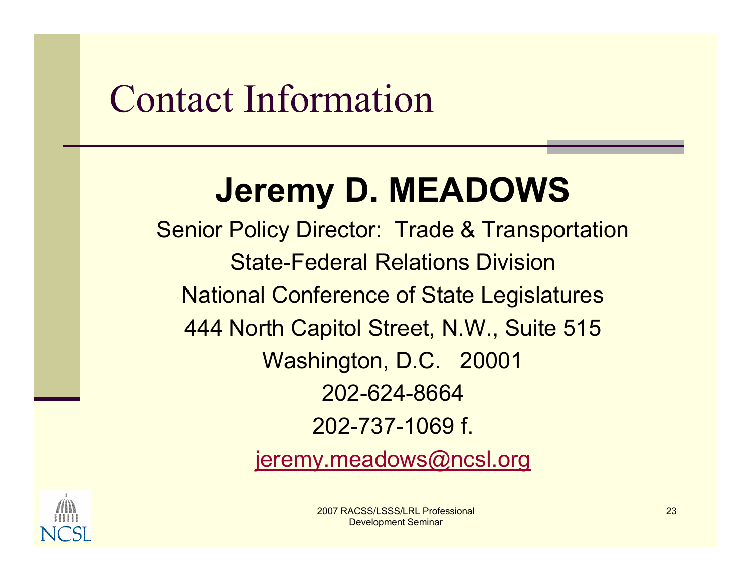# Contact Information

## Jeremy D. MEADOWS

Senior Policy Director:  Trade & Transportation

State-Federal Relations Division

National Conference of State Legislatures

444 North Capitol Street, N.W., Suite 515

Washington, D.C.   20001

202-624-8664

202-737-1069 f.

jeremy.meadows@ncsl.org